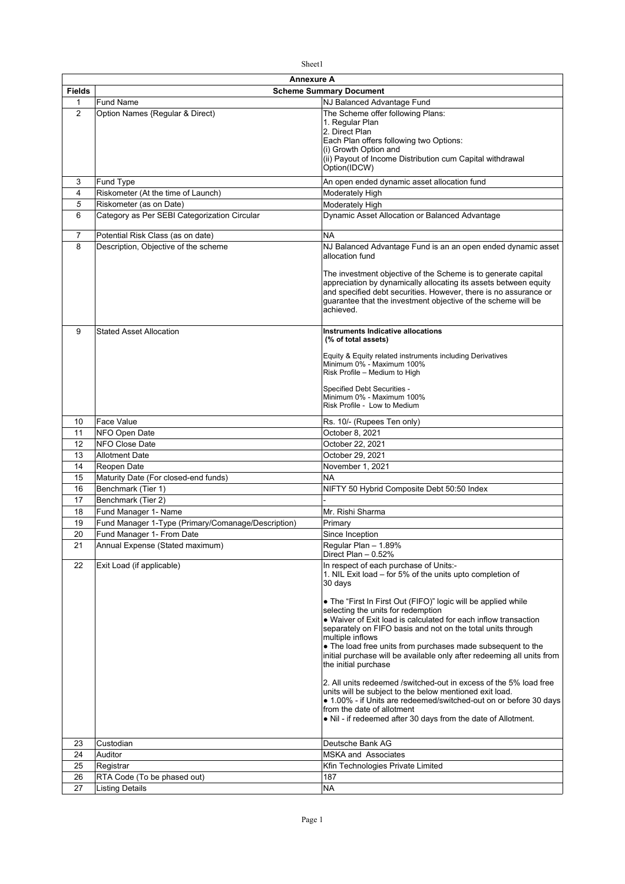| Annexure A | | |
|---|---|---|
| **Fields** | **Scheme Summary Document** | |
| 1 | Fund Name | NJ Balanced Advantage Fund |
| 2 | Option Names {Regular & Direct) | The Scheme offer following Plans:<br>1. Regular Plan<br>2. Direct Plan<br>Each Plan offers following two Options:<br>(i) Growth Option and<br>(ii) Payout of Income Distribution cum Capital withdrawal Option(IDCW) |
| 3 | Fund Type | An open ended dynamic asset allocation fund |
| 4 | Riskometer (At the time of Launch) | Moderately High |
| 5 | Riskometer (as on Date) | Moderately High |
| 6 | Category as Per SEBI Categorization Circular | Dynamic Asset Allocation or Balanced Advantage |
| 7 | Potential Risk Class (as on date) | NA |
| 8 | Description, Objective of the scheme | NJ Balanced Advantage Fund is an an open ended dynamic asset allocation fund<br><br>The investment objective of the Scheme is to generate capital appreciation by dynamically allocating its assets between equity and specified debt securities. However, there is no assurance or guarantee that the investment objective of the scheme will be achieved. |
| 9 | Stated Asset Allocation | **Instruments Indicative allocations (% of total assets)**<br><br>Equity & Equity related instruments including Derivatives<br>Minimum 0% - Maximum 100%<br>Risk Profile – Medium to High<br><br>Specified Debt Securities -<br>Minimum 0% - Maximum 100%<br>Risk Profile - Low to Medium |
| 10 | Face Value | Rs. 10/- (Rupees Ten only) |
| 11 | NFO Open Date | October 8, 2021 |
| 12 | NFO Close Date | October 22, 2021 |
| 13 | Allotment Date | October 29, 2021 |
| 14 | Reopen Date | November 1, 2021 |
| 15 | Maturity Date (For closed-end funds) | NA |
| 16 | Benchmark (Tier 1) | NIFTY 50 Hybrid Composite Debt 50:50 Index |
| 17 | Benchmark (Tier 2) | - |
| 18 | Fund Manager 1- Name | Mr. Rishi Sharma |
| 19 | Fund Manager 1-Type (Primary/Comanage/Description) | Primary |
| 20 | Fund Manager 1- From Date | Since Inception |
| 21 | Annual Expense (Stated maximum) | Regular Plan – 1.89%<br>Direct Plan – 0.52% |
| 22 | Exit Load (if applicable) | In respect of each purchase of Units:-<br>1. NIL Exit load – for 5% of the units upto completion of 30 days<br><br>● The "First In First Out (FIFO)" logic will be applied while selecting the units for redemption<br>● Waiver of Exit load is calculated for each inflow transaction separately on FIFO basis and not on the total units through multiple inflows<br>● The load free units from purchases made subsequent to the initial purchase will be available only after redeeming all units from the initial purchase<br><br>2. All units redeemed /switched-out in excess of the 5% load free units will be subject to the below mentioned exit load.<br>● 1.00% - if Units are redeemed/switched-out on or before 30 days from the date of allotment<br>● Nil - if redeemed after 30 days from the date of Allotment. |
| 23 | Custodian | Deutsche Bank AG |
| 24 | Auditor | MSKA and Associates |
| 25 | Registrar | Kfin Technologies Private Limited |
| 26 | RTA Code (To be phased out) | 187 |
| 27 | Listing Details | NA |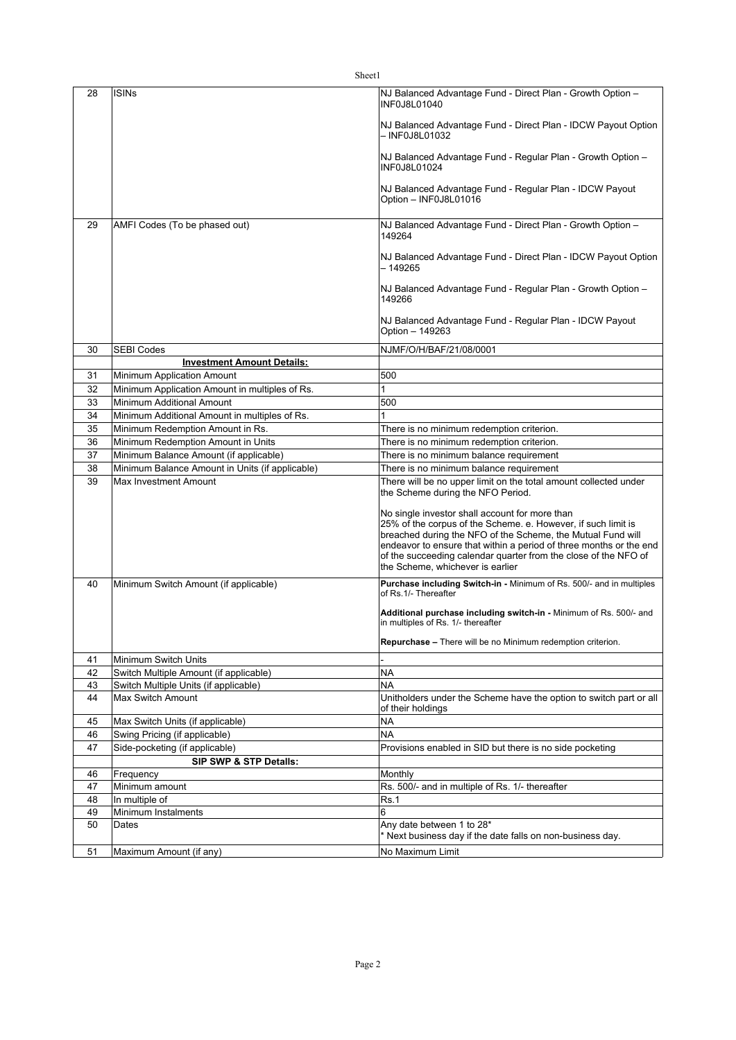| | | |
|---|---|---|
| 28 | ISINs | NJ Balanced Advantage Fund - Direct Plan - Growth Option – INF0J8L01040<br><br>NJ Balanced Advantage Fund - Direct Plan - IDCW Payout Option – INF0J8L01032<br><br>NJ Balanced Advantage Fund - Regular Plan - Growth Option – INF0J8L01024<br><br>NJ Balanced Advantage Fund - Regular Plan - IDCW Payout Option – INF0J8L01016 |
| 29 | AMFI Codes (To be phased out) | NJ Balanced Advantage Fund - Direct Plan - Growth Option – 149264<br><br>NJ Balanced Advantage Fund - Direct Plan - IDCW Payout Option – 149265<br><br>NJ Balanced Advantage Fund - Regular Plan - Growth Option – 149266<br><br>NJ Balanced Advantage Fund - Regular Plan - IDCW Payout Option – 149263 |
| 30 | SEBI Codes | NJMF/O/H/BAF/21/08/0001 |
| | **Investment Amount Details:** | |
| 31 | Minimum Application Amount | 500 |
| 32 | Minimum Application Amount in multiples of Rs. | 1 |
| 33 | Minimum Additional Amount | 500 |
| 34 | Minimum Additional Amount in multiples of Rs. | 1 |
| 35 | Minimum Redemption Amount in Rs. | There is no minimum redemption criterion. |
| 36 | Minimum Redemption Amount in Units | There is no minimum redemption criterion. |
| 37 | Minimum Balance Amount (if applicable) | There is no minimum balance requirement |
| 38 | Minimum Balance Amount in Units (if applicable) | There is no minimum balance requirement |
| 39 | Max Investment Amount | There will be no upper limit on the total amount collected under the Scheme during the NFO Period.<br><br>No single investor shall account for more than 25% of the corpus of the Scheme. e. However, if such limit is breached during the NFO of the Scheme, the Mutual Fund will endeavor to ensure that within a period of three months or the end of the succeeding calendar quarter from the close of the NFO of the Scheme, whichever is earlier |
| 40 | Minimum Switch Amount (if applicable) | **Purchase including Switch-in -** Minimum of Rs. 500/- and in multiples of Rs.1/- Thereafter<br><br>**Additional purchase including switch-in -** Minimum of Rs. 500/- and in multiples of Rs. 1/- thereafter<br><br>**Repurchase –** There will be no Minimum redemption criterion. |
| 41 | Minimum Switch Units | - |
| 42 | Switch Multiple Amount (if applicable) | NA |
| 43 | Switch Multiple Units (if applicable) | NA |
| 44 | Max Switch Amount | Unitholders under the Scheme have the option to switch part or all of their holdings |
| 45 | Max Switch Units (if applicable) | NA |
| 46 | Swing Pricing (if applicable) | NA |
| 47 | Side-pocketing (if applicable) | Provisions enabled in SID but there is no side pocketing |
| | **SIP SWP & STP Details:** | |
| 46 | Frequency | Monthly |
| 47 | Minimum amount | Rs. 500/- and in multiple of Rs. 1/- thereafter |
| 48 | In multiple of | Rs.1 |
| 49 | Minimum Instalments | 6 |
| 50 | Dates | Any date between 1 to 28*<br>* Next business day if the date falls on non-business day. |
| 51 | Maximum Amount (if any) | No Maximum Limit |